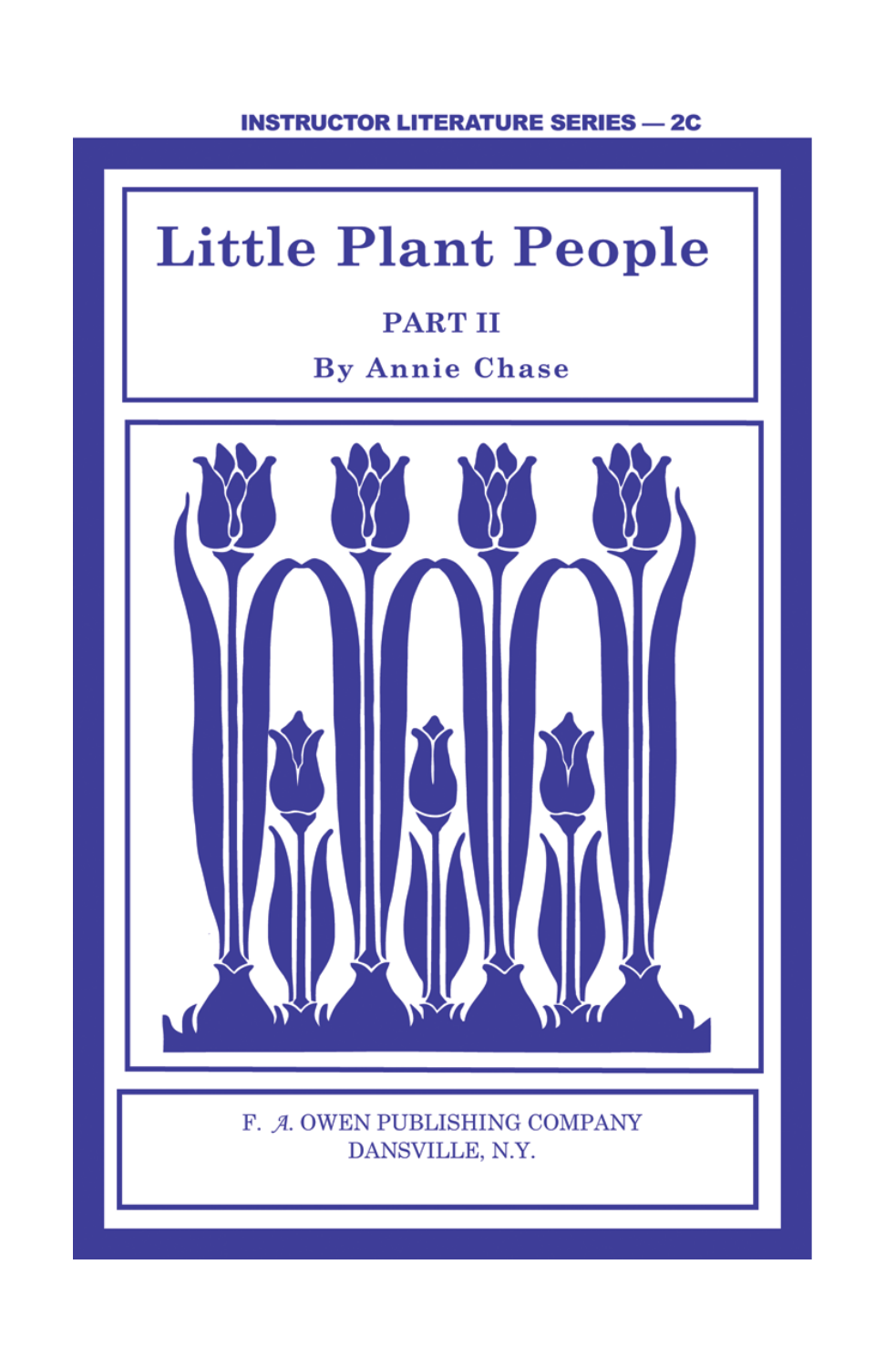INSTRUCTOR LITERATURE SERIES — 2C

# Little Plant People

## PART II

### By Annie Chase

F. A. OWEN PUBLISHING COMPANY
DANSVILLE, N.Y.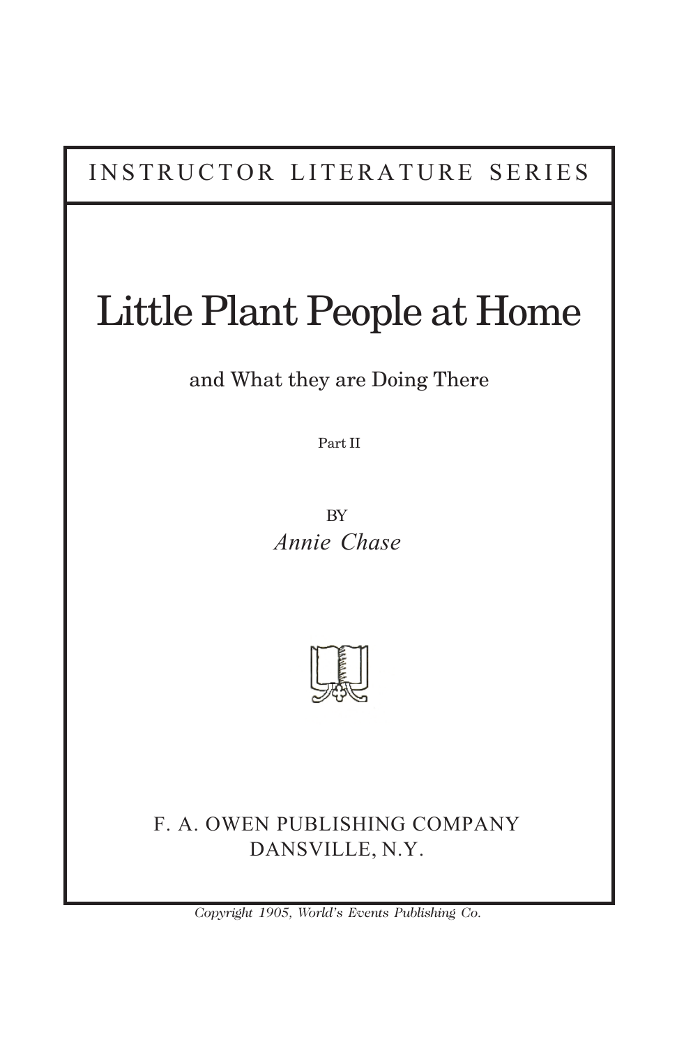INSTRUCTOR LITERATURE SERIES

# Little Plant People at Home

## and What they are Doing There

Part II

BY

*Annie Chase*

F. A. OWEN PUBLISHING COMPANY
DANSVILLE, N.Y.

*Copyright 1905, World's Events Publishing Co.*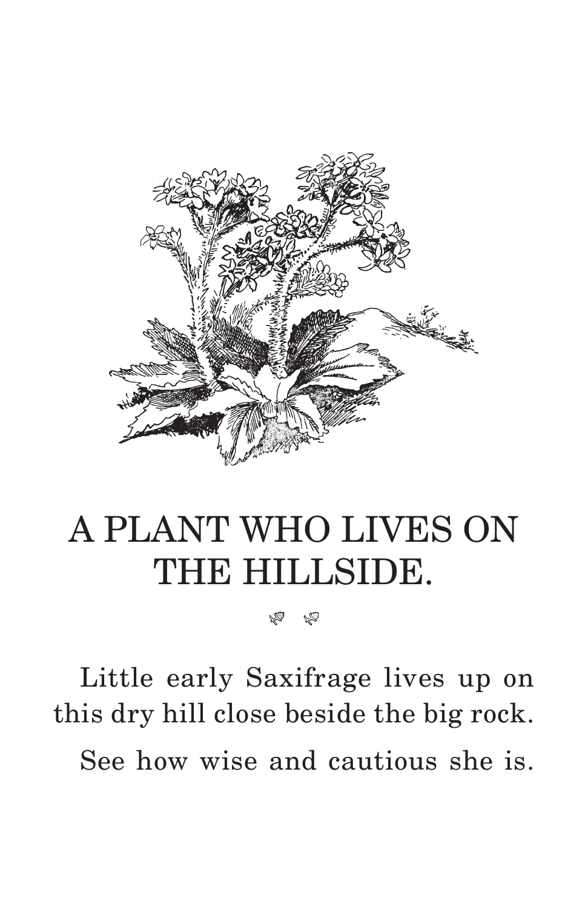# A PLANT WHO LIVES ON THE HILLSIDE.

Little early Saxifrage lives up on this dry hill close beside the big rock.

See how wise and cautious she is.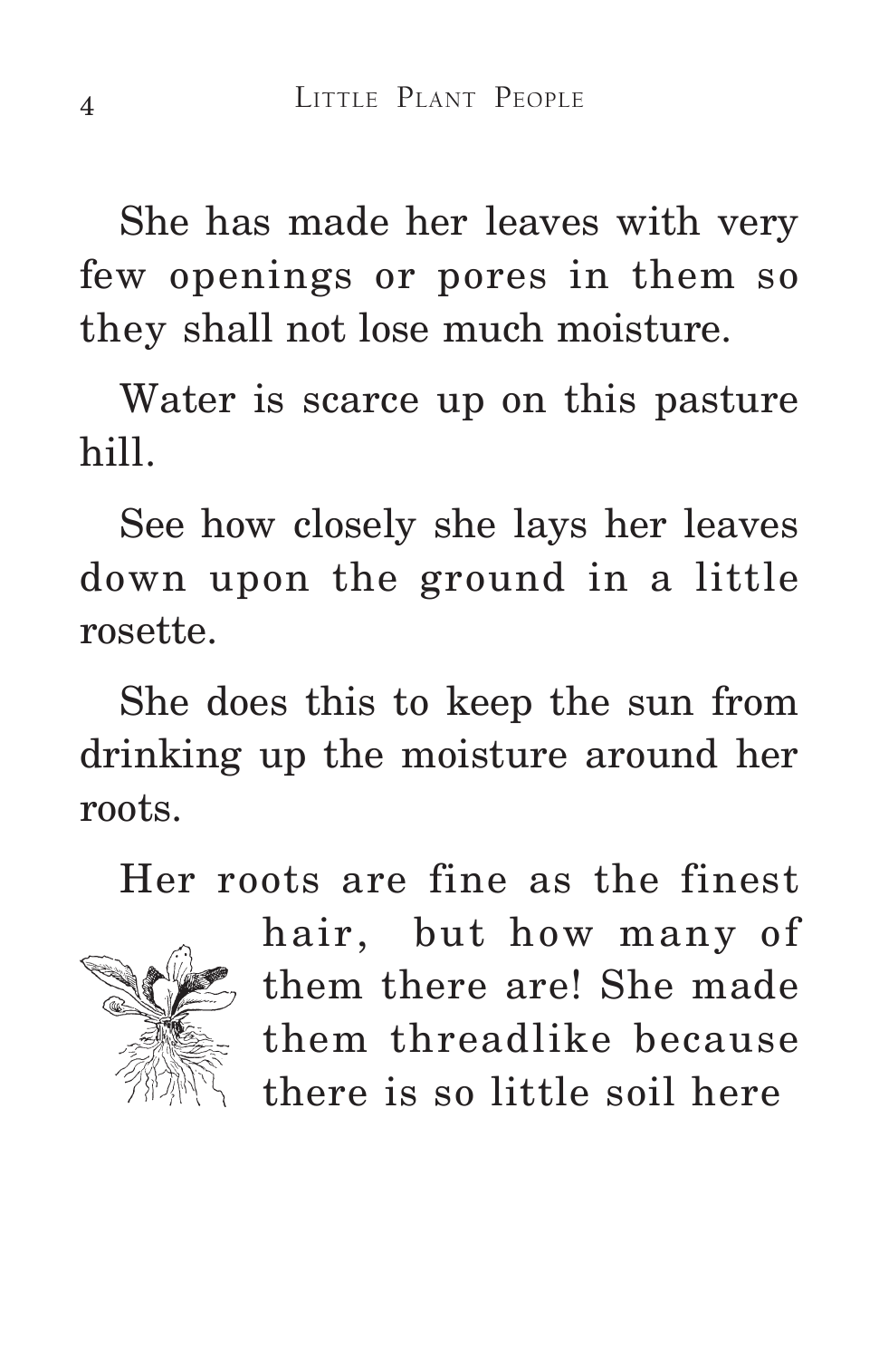She has made her leaves with very few openings or pores in them so they shall not lose much moisture.

Water is scarce up on this pasture hill.

See how closely she lays her leaves down upon the ground in a little rosette.

She does this to keep the sun from drinking up the moisture around her roots.

Her roots are fine as the finest hair, but how many of them there are! She made them threadlike because there is so little soil here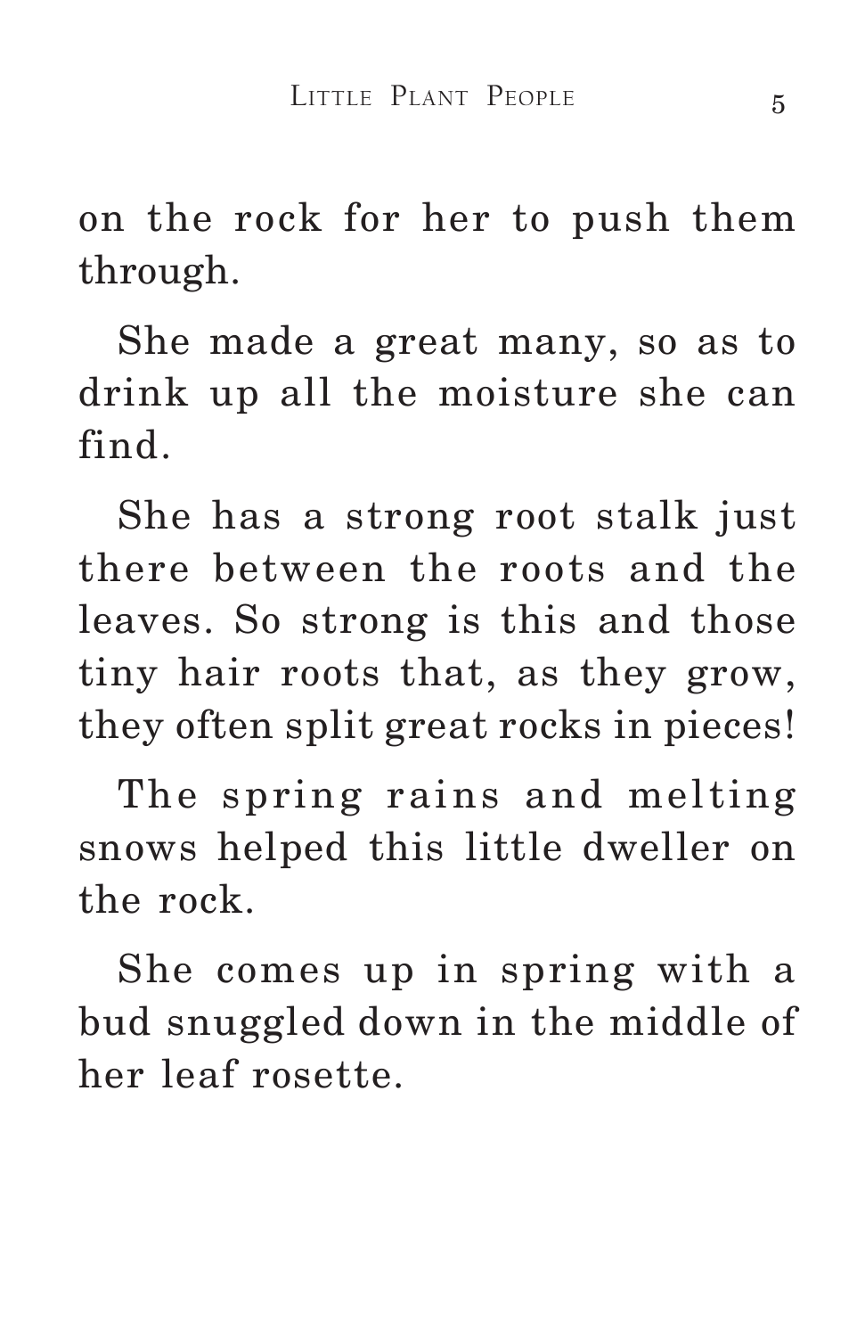on the rock for her to push them through.

She made a great many, so as to drink up all the moisture she can find.

She has a strong root stalk just there between the roots and the leaves. So strong is this and those tiny hair roots that, as they grow, they often split great rocks in pieces!

The spring rains and melting snows helped this little dweller on the rock.

She comes up in spring with a bud snuggled down in the middle of her leaf rosette.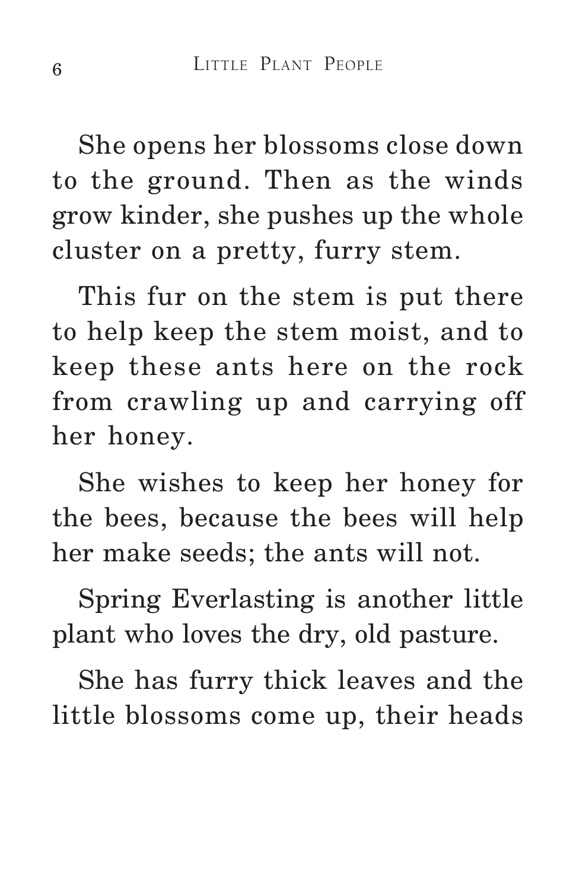She opens her blossoms close down to the ground. Then as the winds grow kinder, she pushes up the whole cluster on a pretty, furry stem.

This fur on the stem is put there to help keep the stem moist, and to keep these ants here on the rock from crawling up and carrying off her honey.

She wishes to keep her honey for the bees, because the bees will help her make seeds; the ants will not.

Spring Everlasting is another little plant who loves the dry, old pasture.

She has furry thick leaves and the little blossoms come up, their heads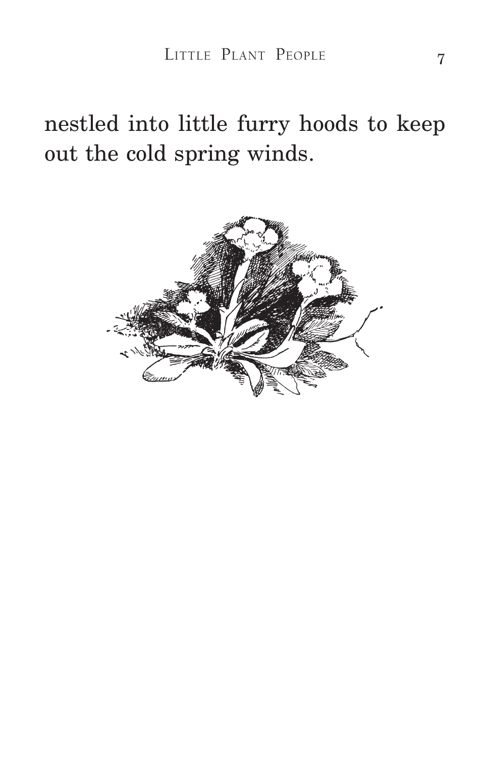nestled into little furry hoods to keep out the cold spring winds.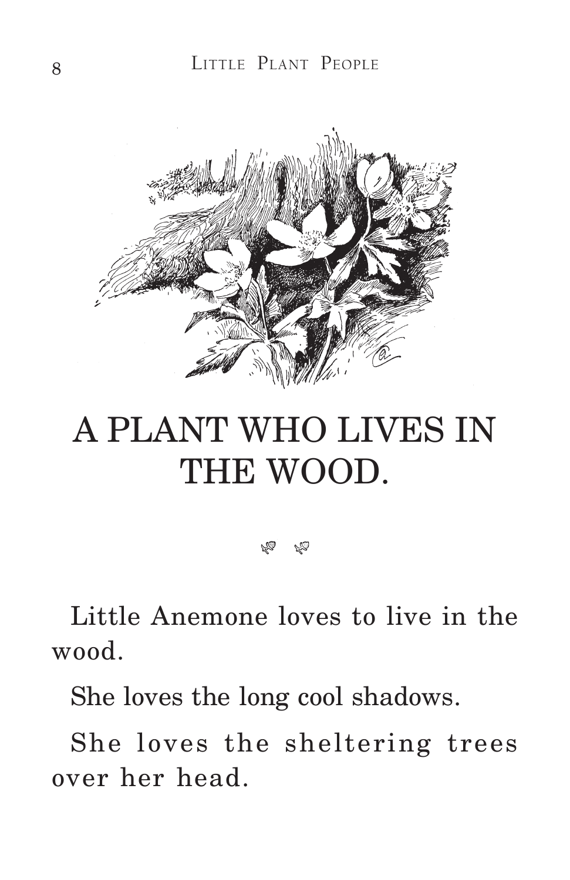# A PLANT WHO LIVES IN THE WOOD.

Little Anemone loves to live in the wood.

She loves the long cool shadows.

She loves the sheltering trees over her head.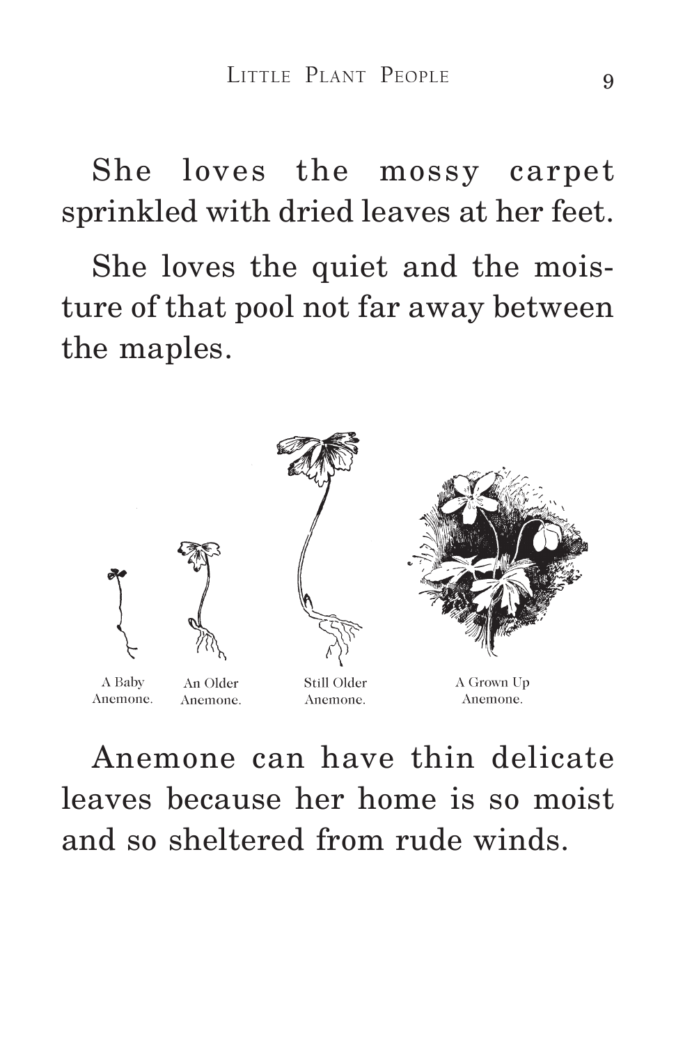She loves the mossy carpet sprinkled with dried leaves at her feet.

She loves the quiet and the moisture of that pool not far away between the maples.

A Baby Anemone. An Older Anemone. Still Older Anemone. A Grown Up Anemone.

Anemone can have thin delicate leaves because her home is so moist and so sheltered from rude winds.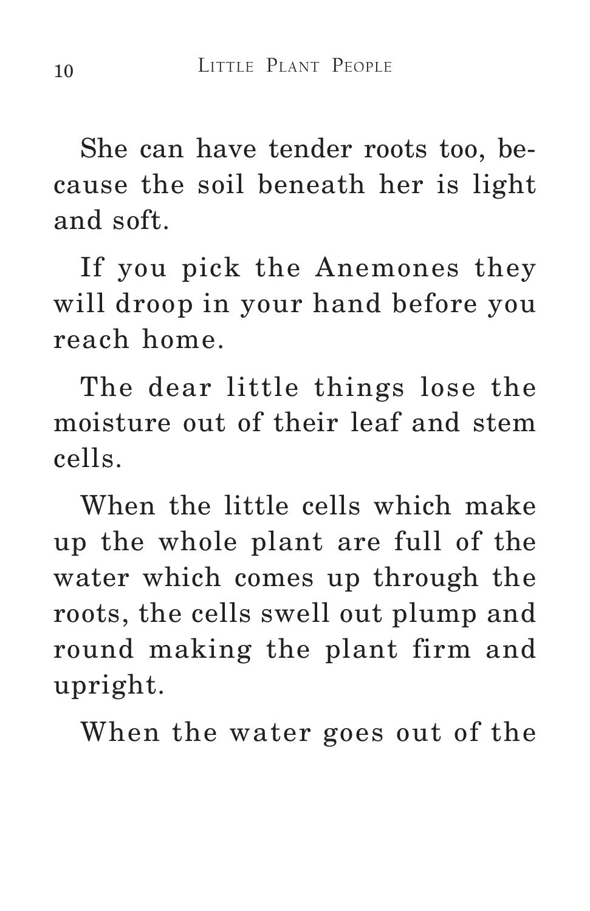She can have tender roots too, because the soil beneath her is light and soft.

If you pick the Anemones they will droop in your hand before you reach home.

The dear little things lose the moisture out of their leaf and stem cells.

When the little cells which make up the whole plant are full of the water which comes up through the roots, the cells swell out plump and round making the plant firm and upright.

When the water goes out of the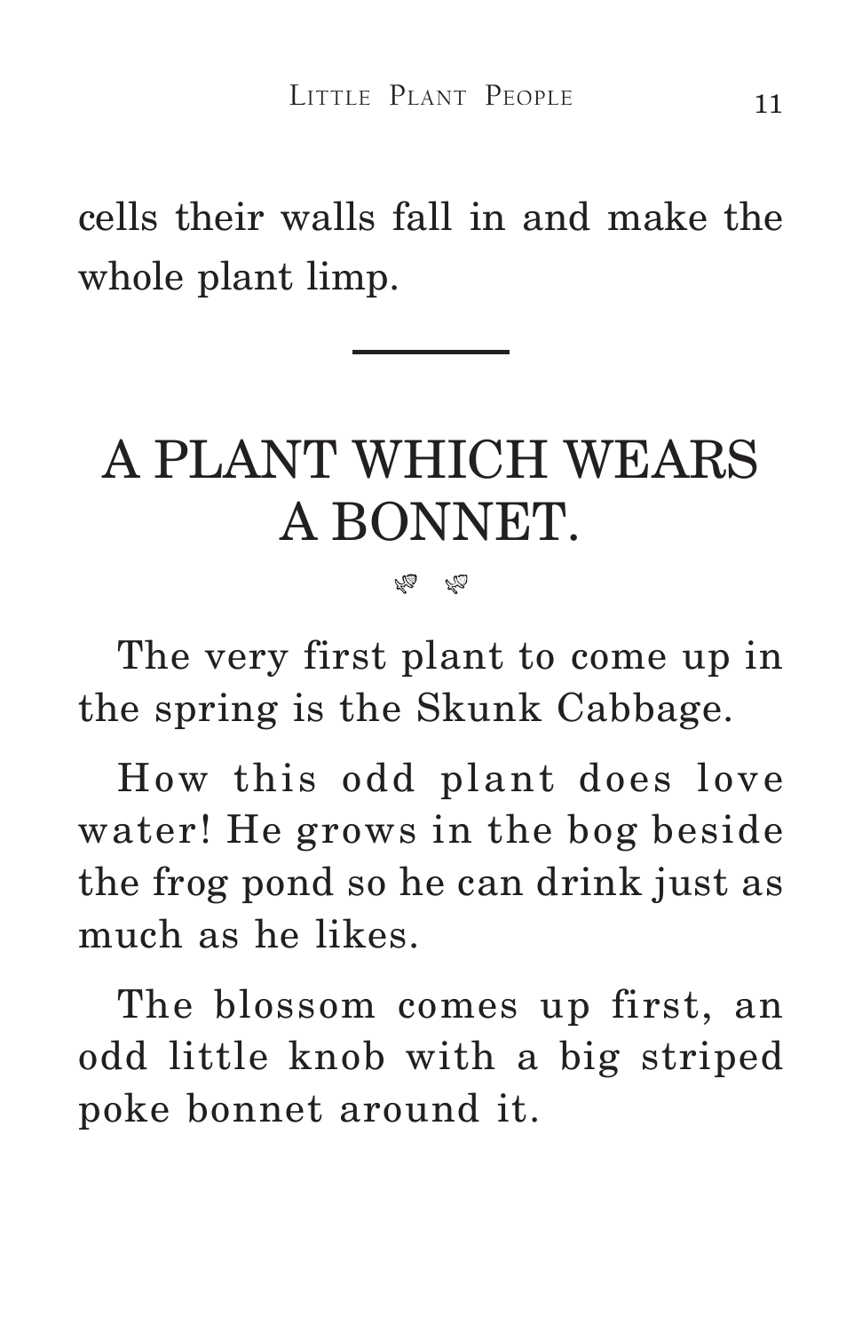cells their walls fall in and make the whole plant limp.

---

# A PLANT WHICH WEARS A BONNET.

The very first plant to come up in the spring is the Skunk Cabbage.

How this odd plant does love water! He grows in the bog beside the frog pond so he can drink just as much as he likes.

The blossom comes up first, an odd little knob with a big striped poke bonnet around it.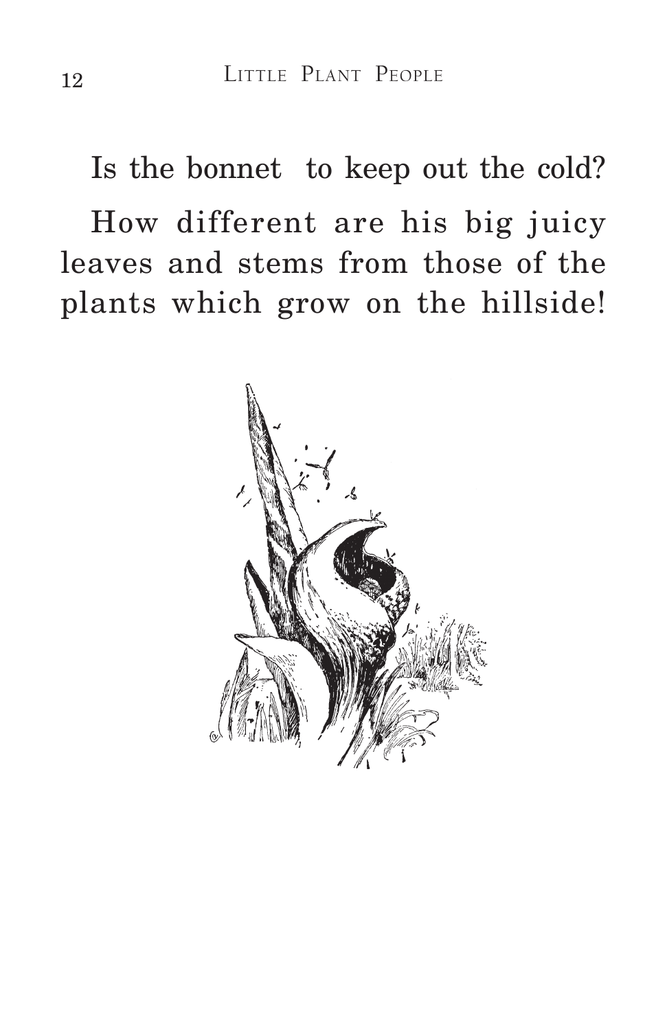Is the bonnet to keep out the cold?

How different are his big juicy leaves and stems from those of the plants which grow on the hillside!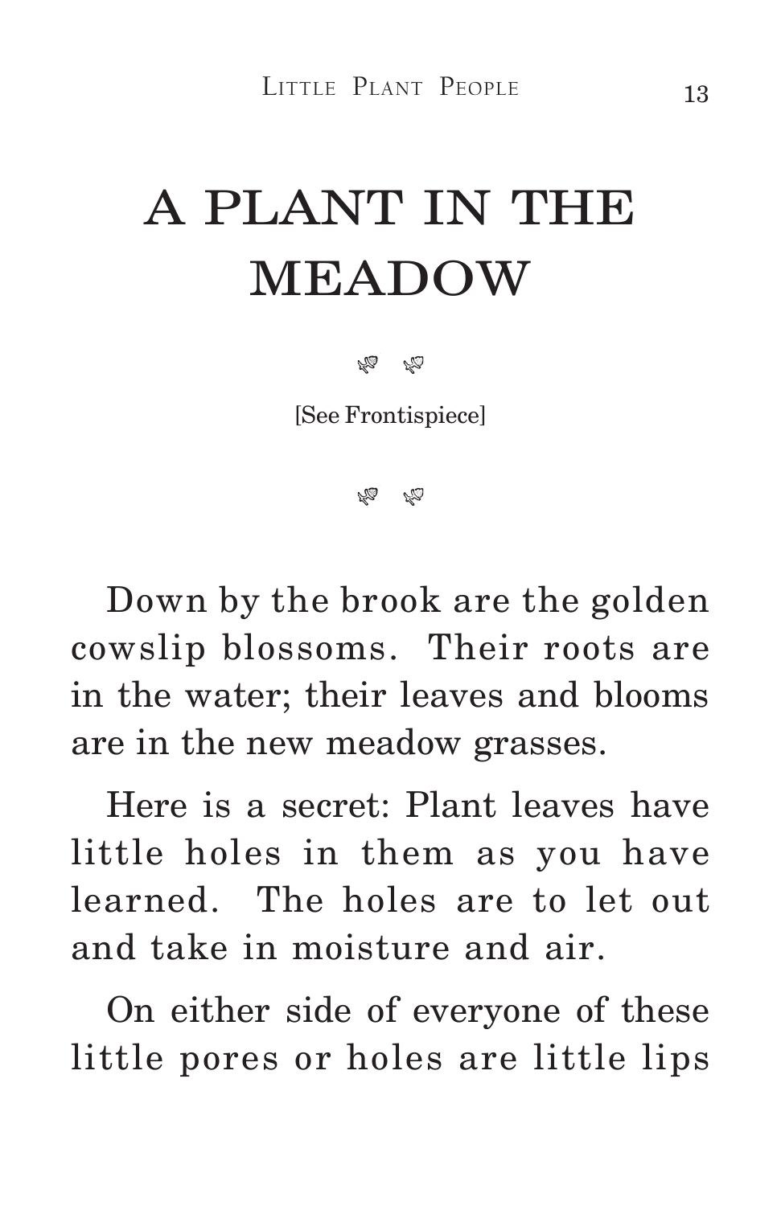# A PLANT IN THE MEADOW

[See Frontispiece]

Down by the brook are the golden cowslip blossoms. Their roots are in the water; their leaves and blooms are in the new meadow grasses.

Here is a secret: Plant leaves have little holes in them as you have learned. The holes are to let out and take in moisture and air.

On either side of everyone of these little pores or holes are little lips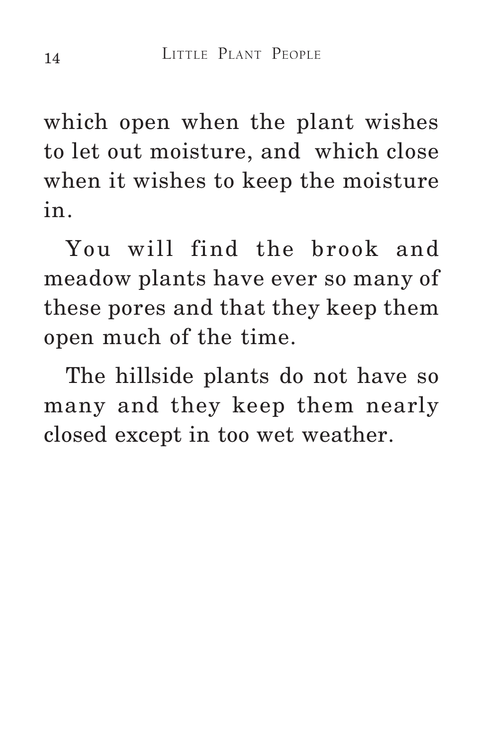which open when the plant wishes to let out moisture, and which close when it wishes to keep the moisture in.

You will find the brook and meadow plants have ever so many of these pores and that they keep them open much of the time.

The hillside plants do not have so many and they keep them nearly closed except in too wet weather.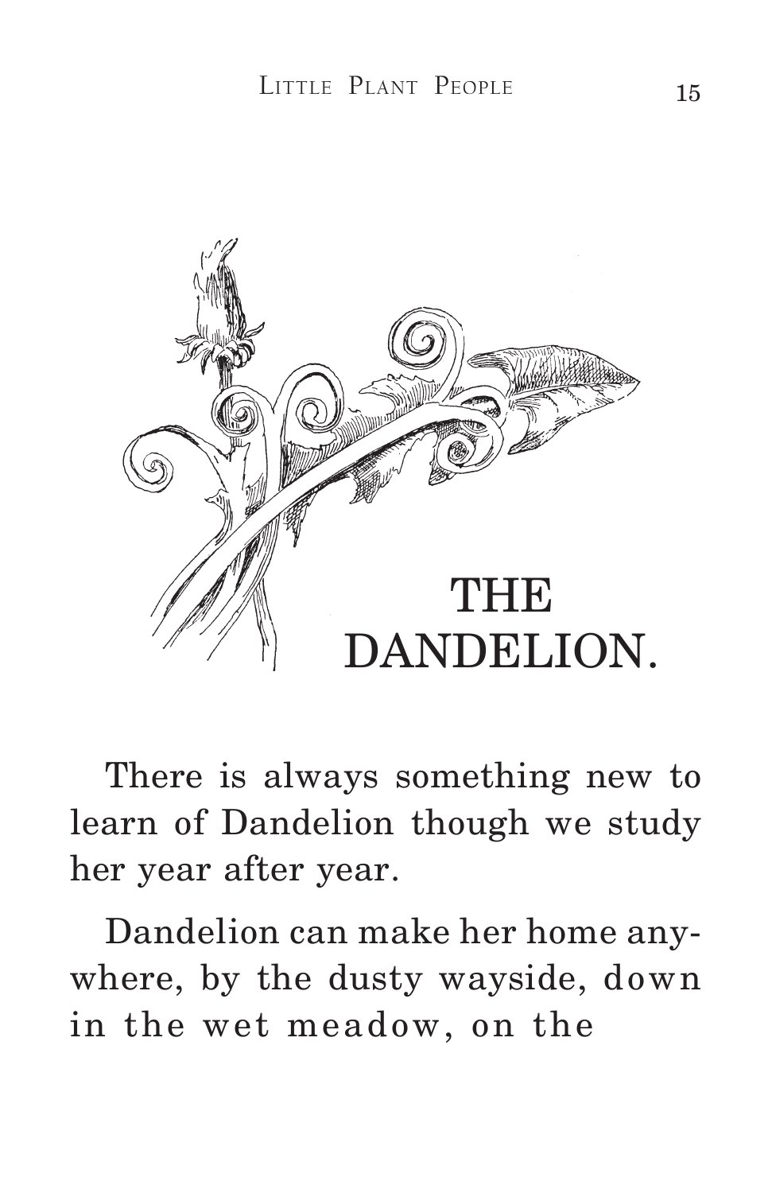# THE DANDELION.

There is always something new to learn of Dandelion though we study her year after year.

Dandelion can make her home anywhere, by the dusty wayside, down in the wet meadow, on the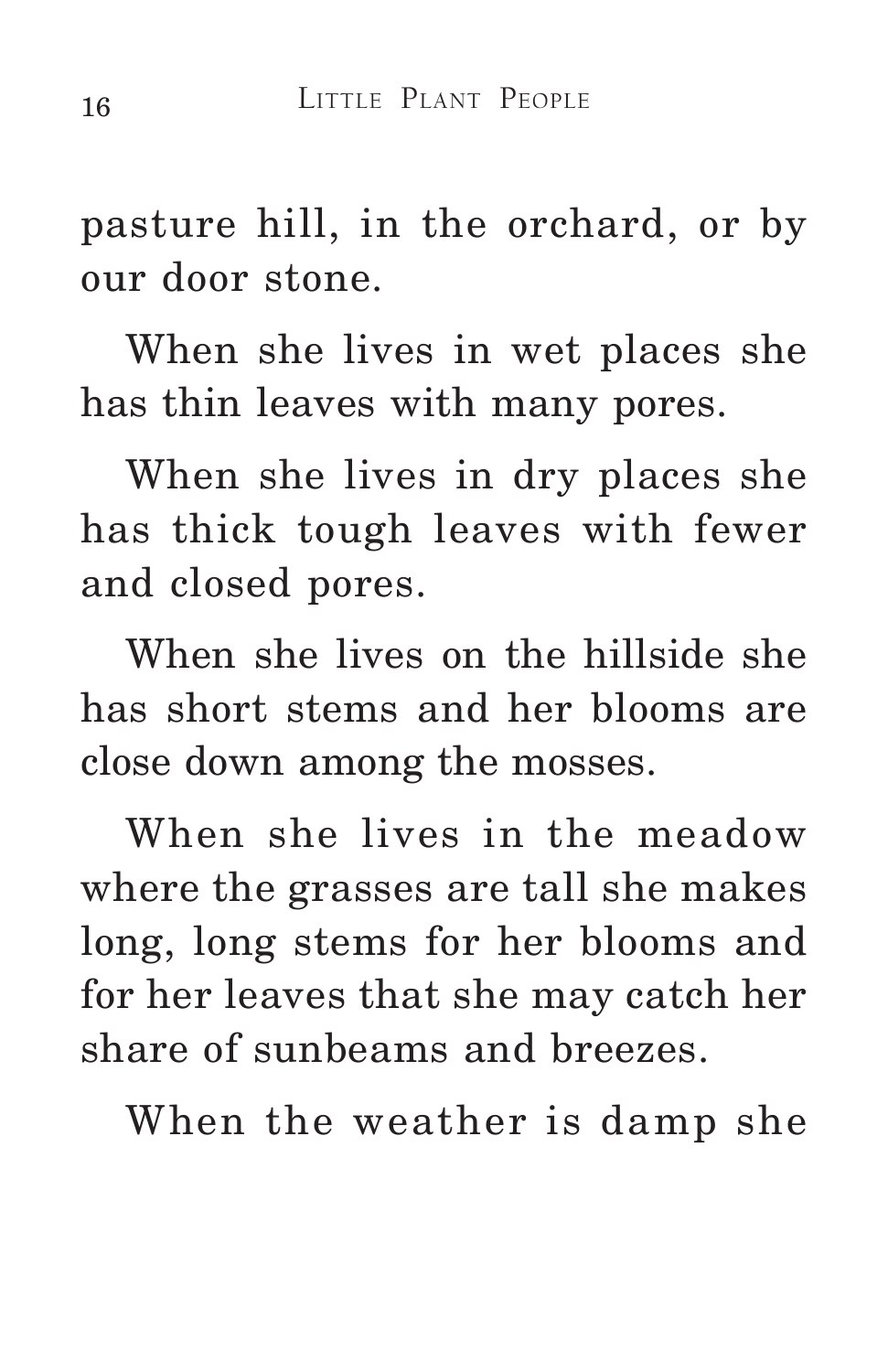pasture hill, in the orchard, or by our door stone.

When she lives in wet places she has thin leaves with many pores.

When she lives in dry places she has thick tough leaves with fewer and closed pores.

When she lives on the hillside she has short stems and her blooms are close down among the mosses.

When she lives in the meadow where the grasses are tall she makes long, long stems for her blooms and for her leaves that she may catch her share of sunbeams and breezes.

When the weather is damp she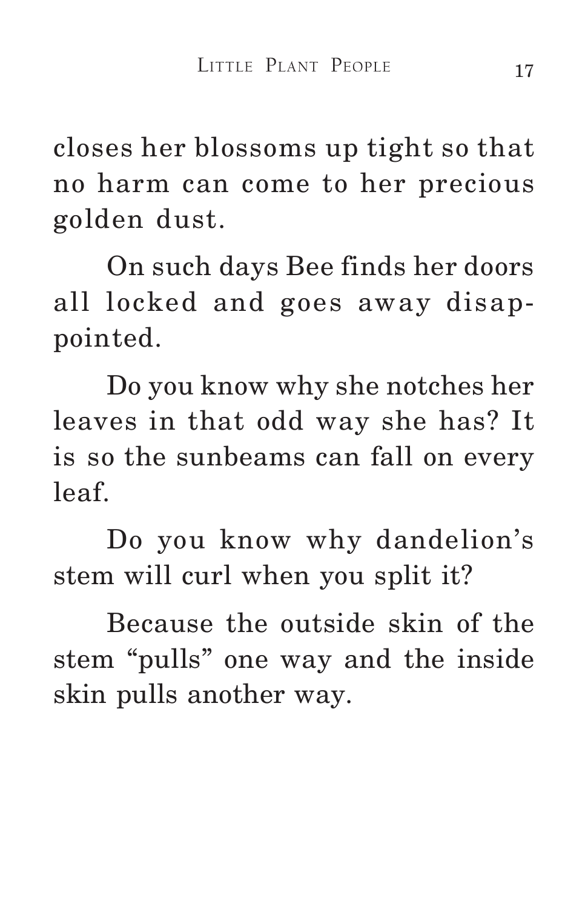closes her blossoms up tight so that no harm can come to her precious golden dust.

On such days Bee finds her doors all locked and goes away disappointed.

Do you know why she notches her leaves in that odd way she has? It is so the sunbeams can fall on every leaf.

Do you know why dandelion's stem will curl when you split it?

Because the outside skin of the stem "pulls" one way and the inside skin pulls another way.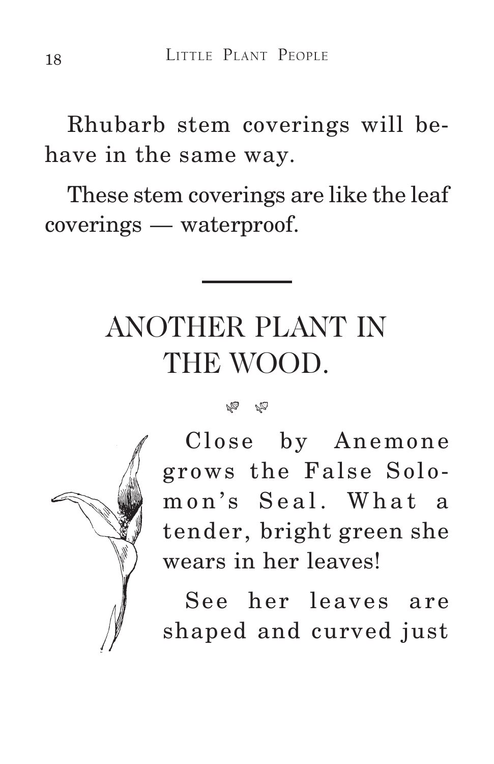Rhubarb stem coverings will behave in the same way.

These stem coverings are like the leaf coverings — waterproof.

## ANOTHER PLANT IN THE WOOD.

Close by Anemone grows the False Solomon's Seal. What a tender, bright green she wears in her leaves!

See her leaves are shaped and curved just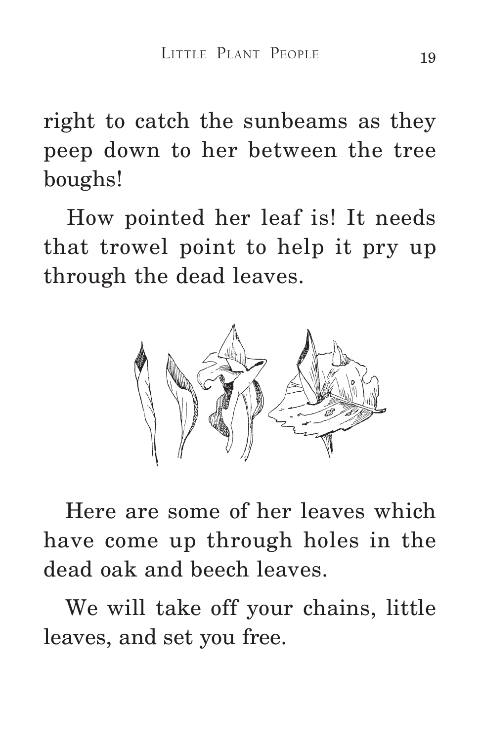right to catch the sunbeams as they peep down to her between the tree boughs!

How pointed her leaf is! It needs that trowel point to help it pry up through the dead leaves.

Here are some of her leaves which have come up through holes in the dead oak and beech leaves.

We will take off your chains, little leaves, and set you free.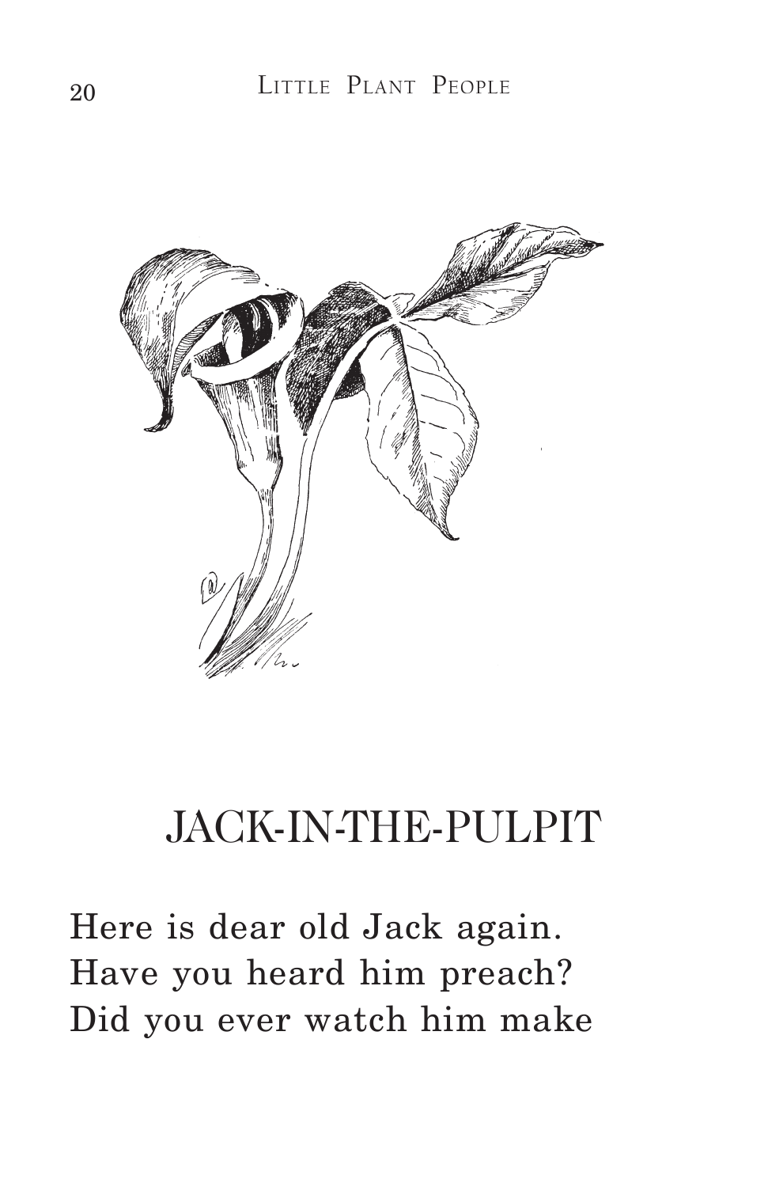# JACK-IN-THE-PULPIT

Here is dear old Jack again.
Have you heard him preach?
Did you ever watch him make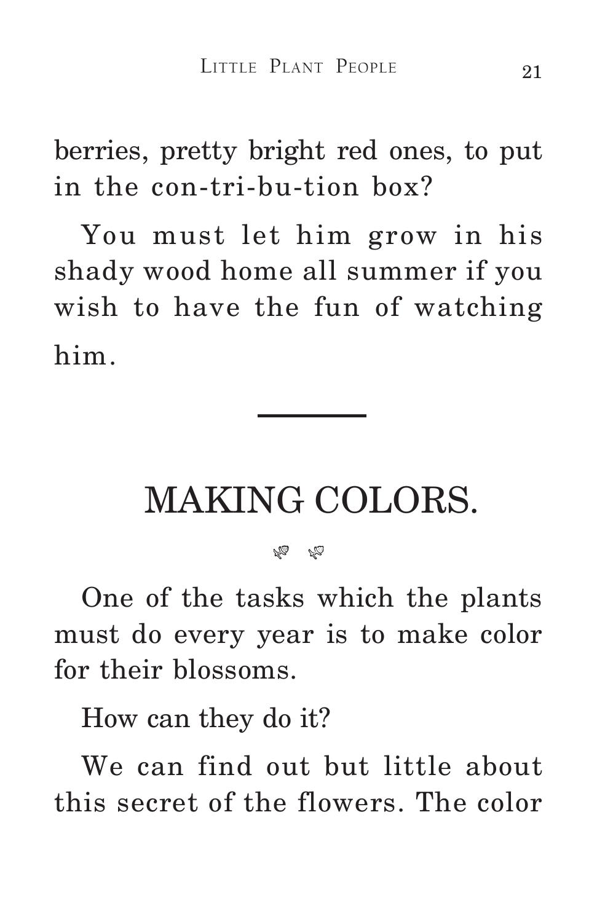berries, pretty bright red ones, to put in the con-tri-bu-tion box?

You must let him grow in his shady wood home all summer if you wish to have the fun of watching him.

---

## MAKING COLORS.

One of the tasks which the plants must do every year is to make color for their blossoms.

How can they do it?

We can find out but little about this secret of the flowers. The color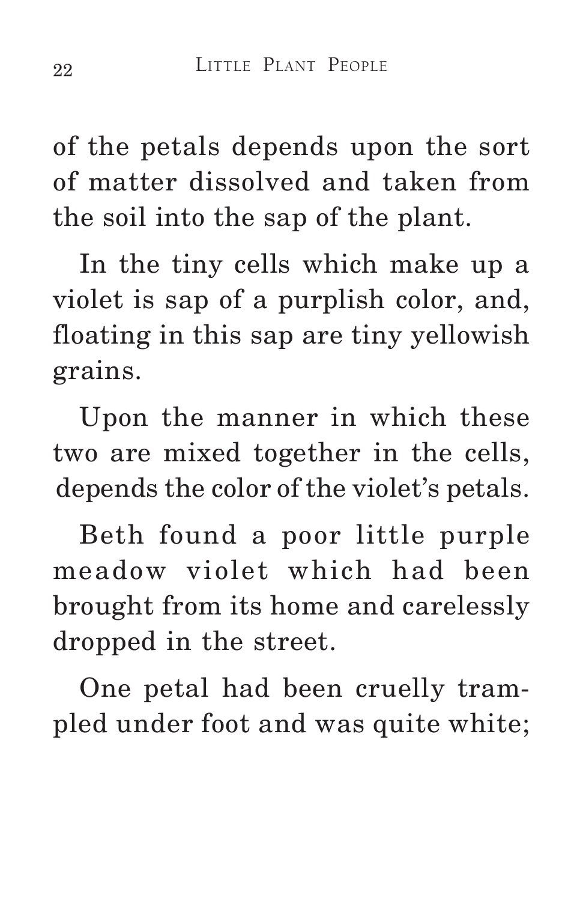of the petals depends upon the sort of matter dissolved and taken from the soil into the sap of the plant.

In the tiny cells which make up a violet is sap of a purplish color, and, floating in this sap are tiny yellowish grains.

Upon the manner in which these two are mixed together in the cells, depends the color of the violet's petals.

Beth found a poor little purple meadow violet which had been brought from its home and carelessly dropped in the street.

One petal had been cruelly trampled under foot and was quite white;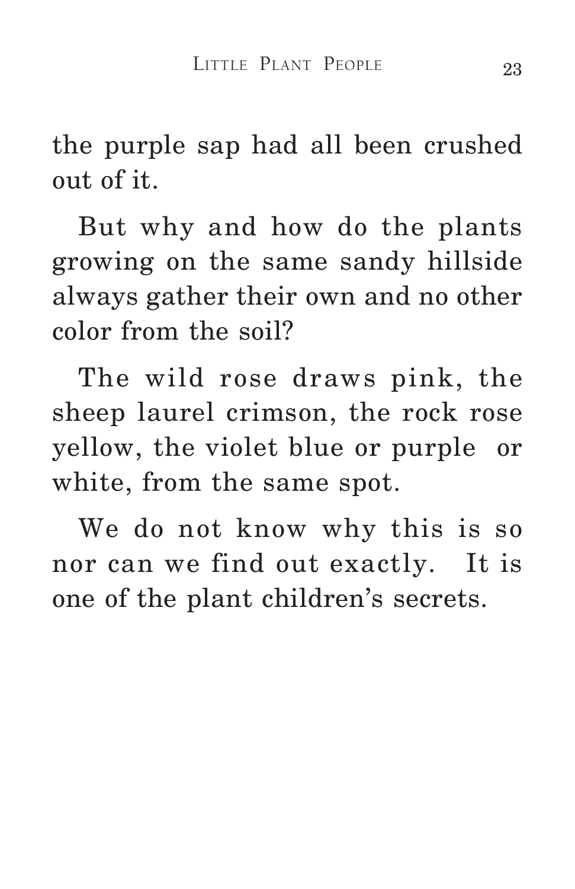the purple sap had all been crushed out of it.

But why and how do the plants growing on the same sandy hillside always gather their own and no other color from the soil?

The wild rose draws pink, the sheep laurel crimson, the rock rose yellow, the violet blue or purple or white, from the same spot.

We do not know why this is so nor can we find out exactly. It is one of the plant children's secrets.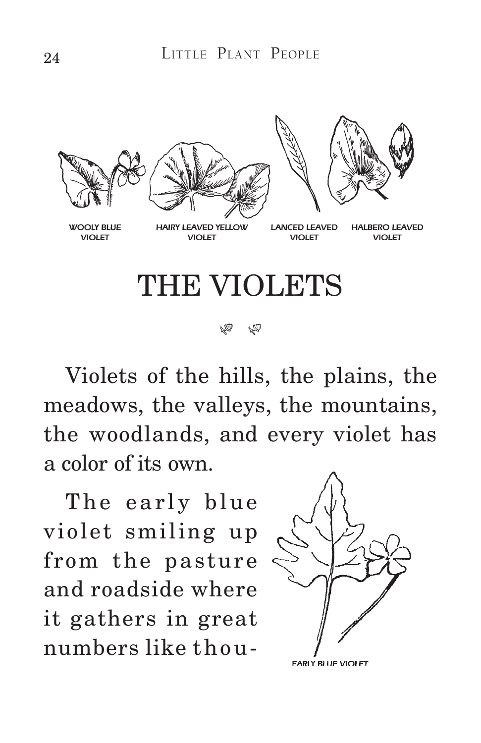WOOLY BLUE VIOLET

HAIRY LEAVED YELLOW VIOLET

LANCED LEAVED VIOLET

HALBERO LEAVED VIOLET

# THE VIOLETS

Violets of the hills, the plains, the meadows, the valleys, the mountains, the woodlands, and every violet has a color of its own.

The early blue violet smiling up from the pasture and roadside where it gathers in great numbers like thou-

EARLY BLUE VIOLET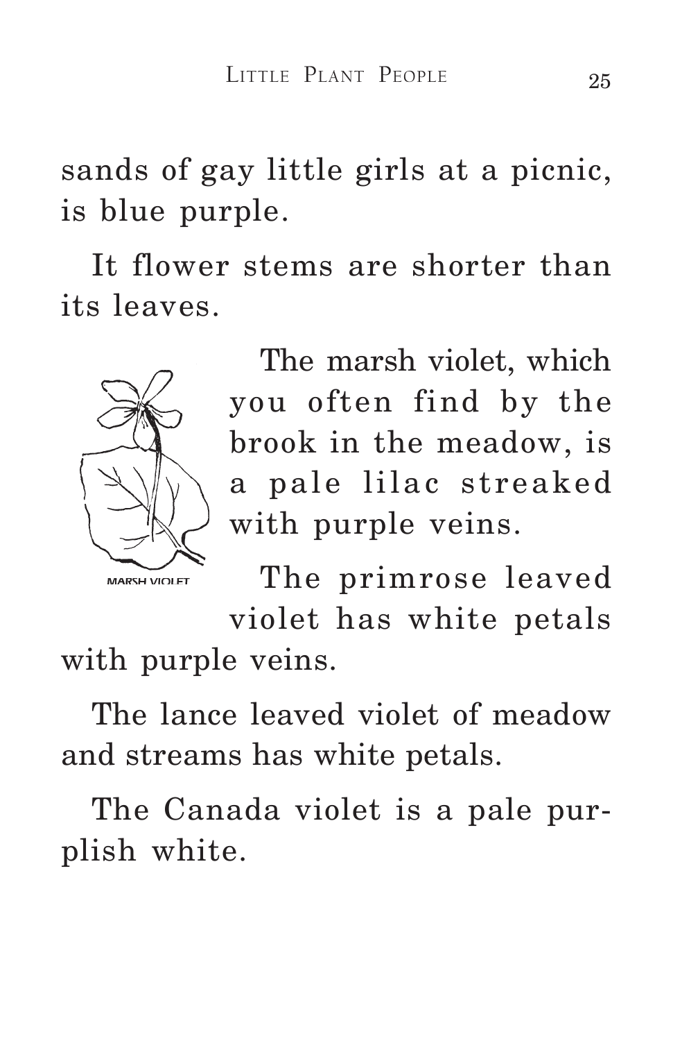sands of gay little girls at a picnic, is blue purple.

It flower stems are shorter than its leaves.

The marsh violet, which you often find by the brook in the meadow, is a pale lilac streaked with purple veins.

MARSH VIOLET

The primrose leaved violet has white petals with purple veins.

The lance leaved violet of meadow and streams has white petals.

The Canada violet is a pale purplish white.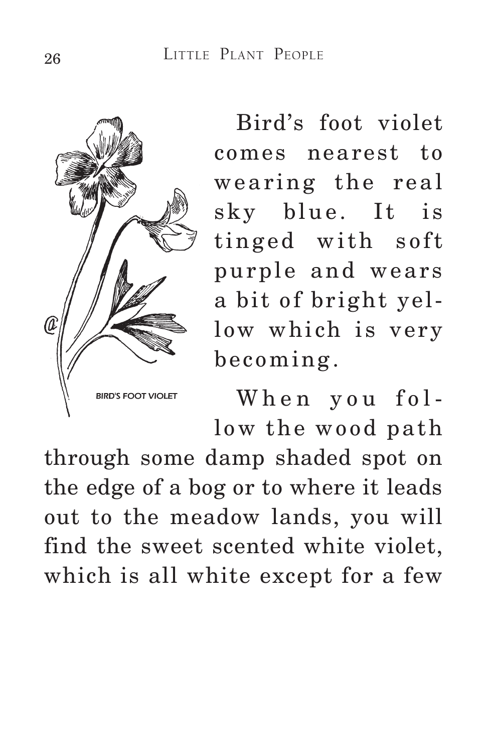BIRD'S FOOT VIOLET

Bird's foot violet comes nearest to wearing the real sky blue. It is tinged with soft purple and wears a bit of bright yellow which is very becoming.

When you follow the wood path through some damp shaded spot on the edge of a bog or to where it leads out to the meadow lands, you will find the sweet scented white violet, which is all white except for a few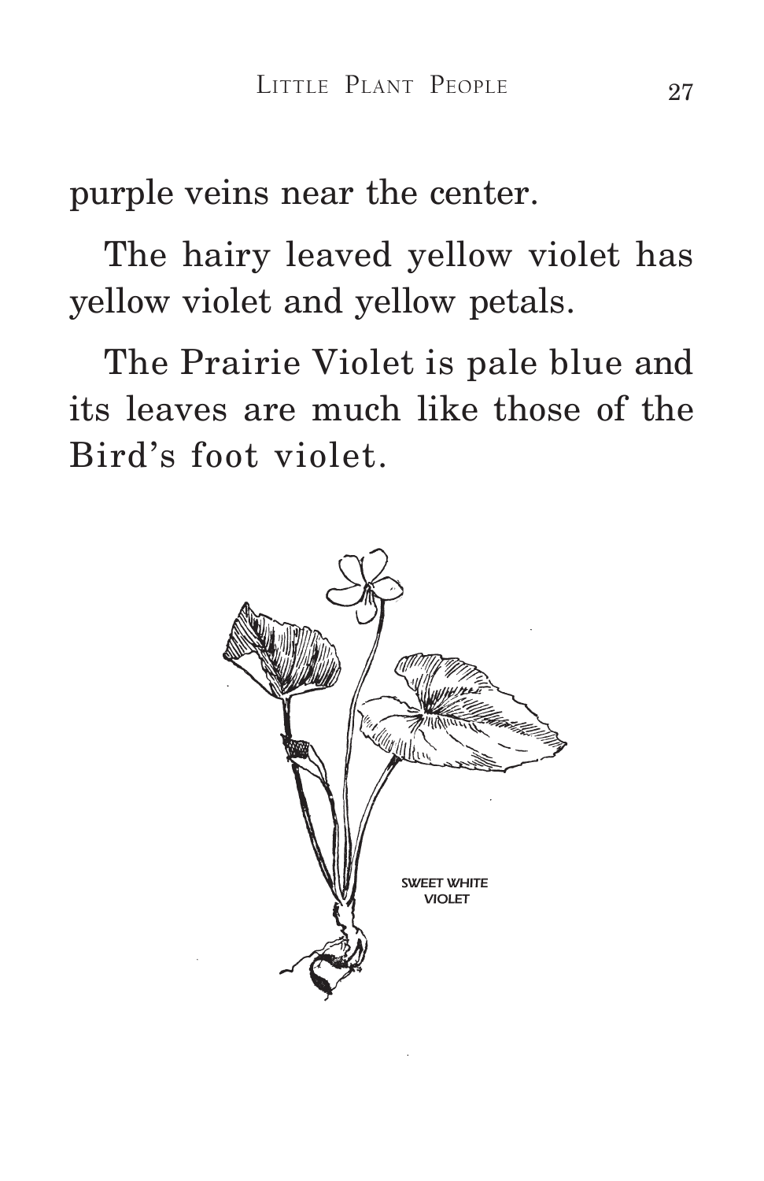purple veins near the center.

The hairy leaved yellow violet has yellow violet and yellow petals.

The Prairie Violet is pale blue and its leaves are much like those of the Bird's foot violet.

SWEET WHITE VIOLET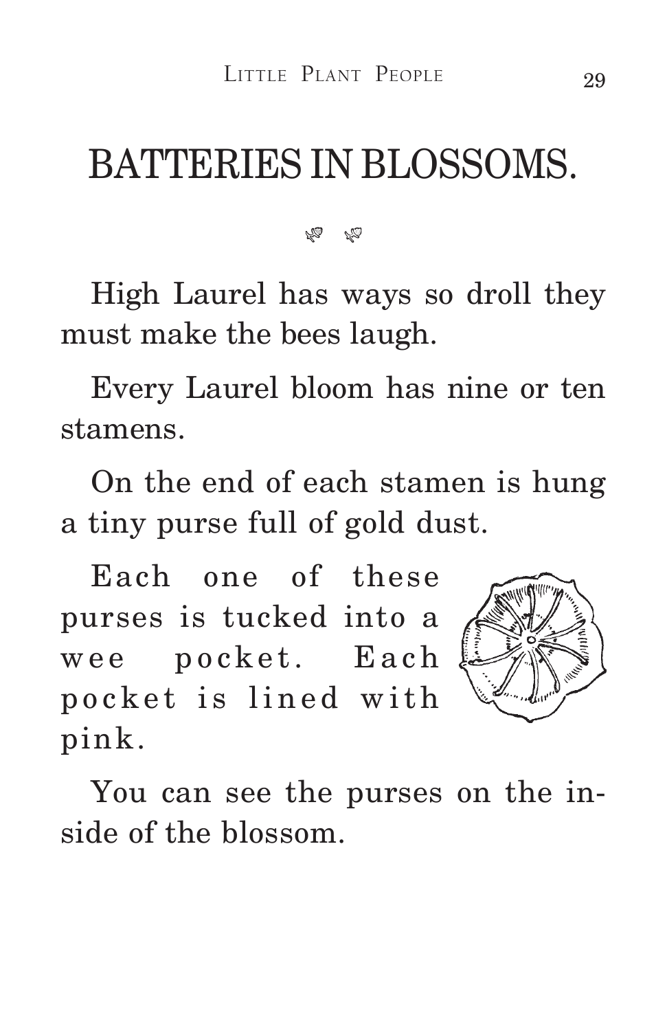# BATTERIES IN BLOSSOMS.

High Laurel has ways so droll they must make the bees laugh.

Every Laurel bloom has nine or ten stamens.

On the end of each stamen is hung a tiny purse full of gold dust.

Each one of these purses is tucked into a wee pocket. Each pocket is lined with pink.

You can see the purses on the inside of the blossom.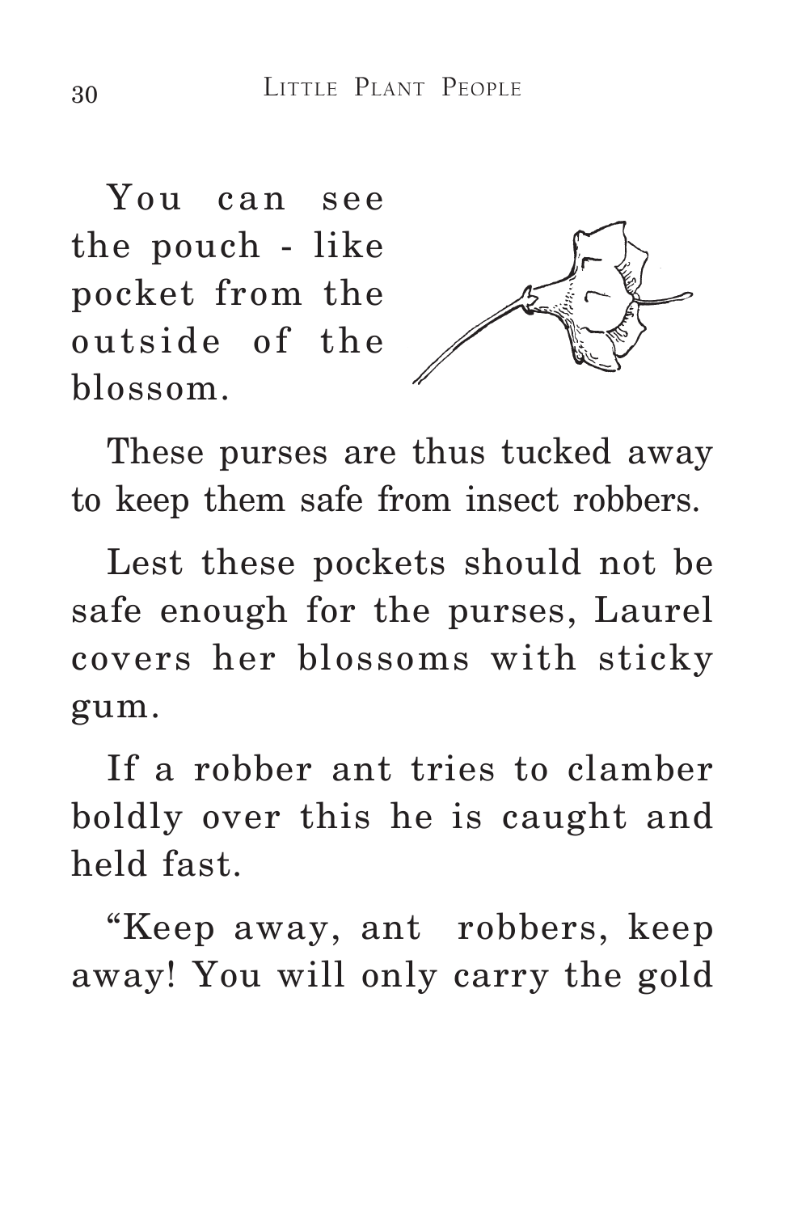You can see the pouch - like pocket from the outside of the blossom.

These purses are thus tucked away to keep them safe from insect robbers.

Lest these pockets should not be safe enough for the purses, Laurel covers her blossoms with sticky gum.

If a robber ant tries to clamber boldly over this he is caught and held fast.

"Keep away, ant robbers, keep away! You will only carry the gold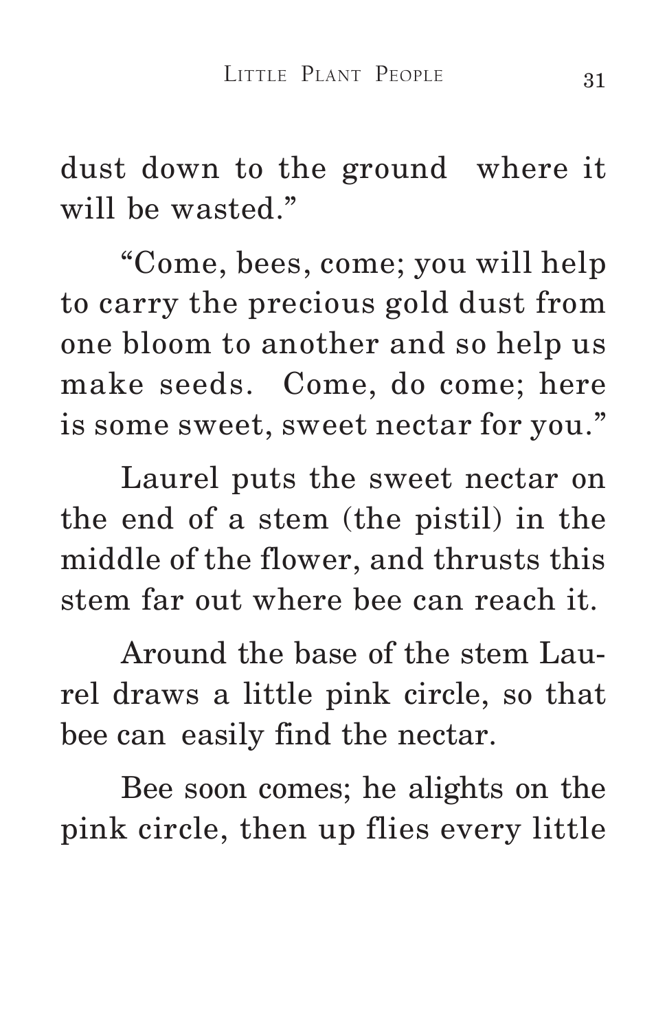dust down to the ground where it will be wasted."

"Come, bees, come; you will help to carry the precious gold dust from one bloom to another and so help us make seeds. Come, do come; here is some sweet, sweet nectar for you."

Laurel puts the sweet nectar on the end of a stem (the pistil) in the middle of the flower, and thrusts this stem far out where bee can reach it.

Around the base of the stem Laurel draws a little pink circle, so that bee can easily find the nectar.

Bee soon comes; he alights on the pink circle, then up flies every little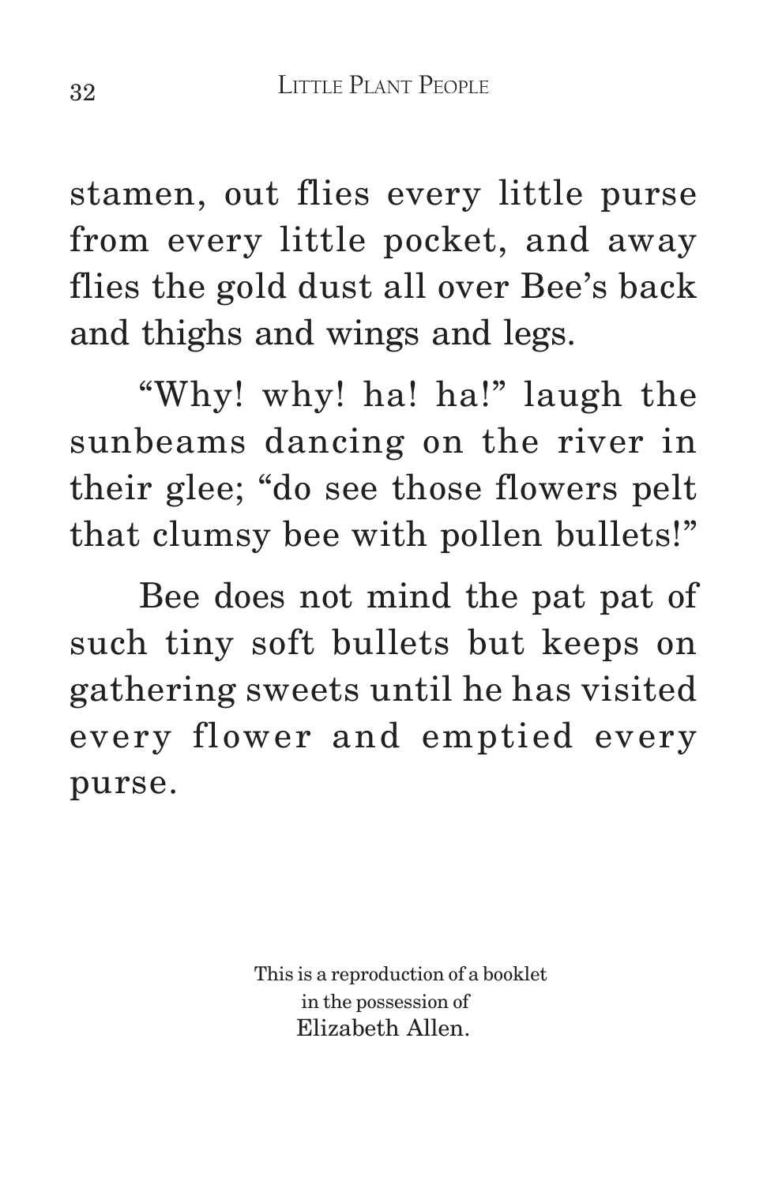stamen, out flies every little purse from every little pocket, and away flies the gold dust all over Bee's back and thighs and wings and legs.

"Why! why! ha! ha!" laugh the sunbeams dancing on the river in their glee; "do see those flowers pelt that clumsy bee with pollen bullets!"

Bee does not mind the pat pat of such tiny soft bullets but keeps on gathering sweets until he has visited every flower and emptied every purse.

This is a reproduction of a booklet
in the possession of
Elizabeth Allen.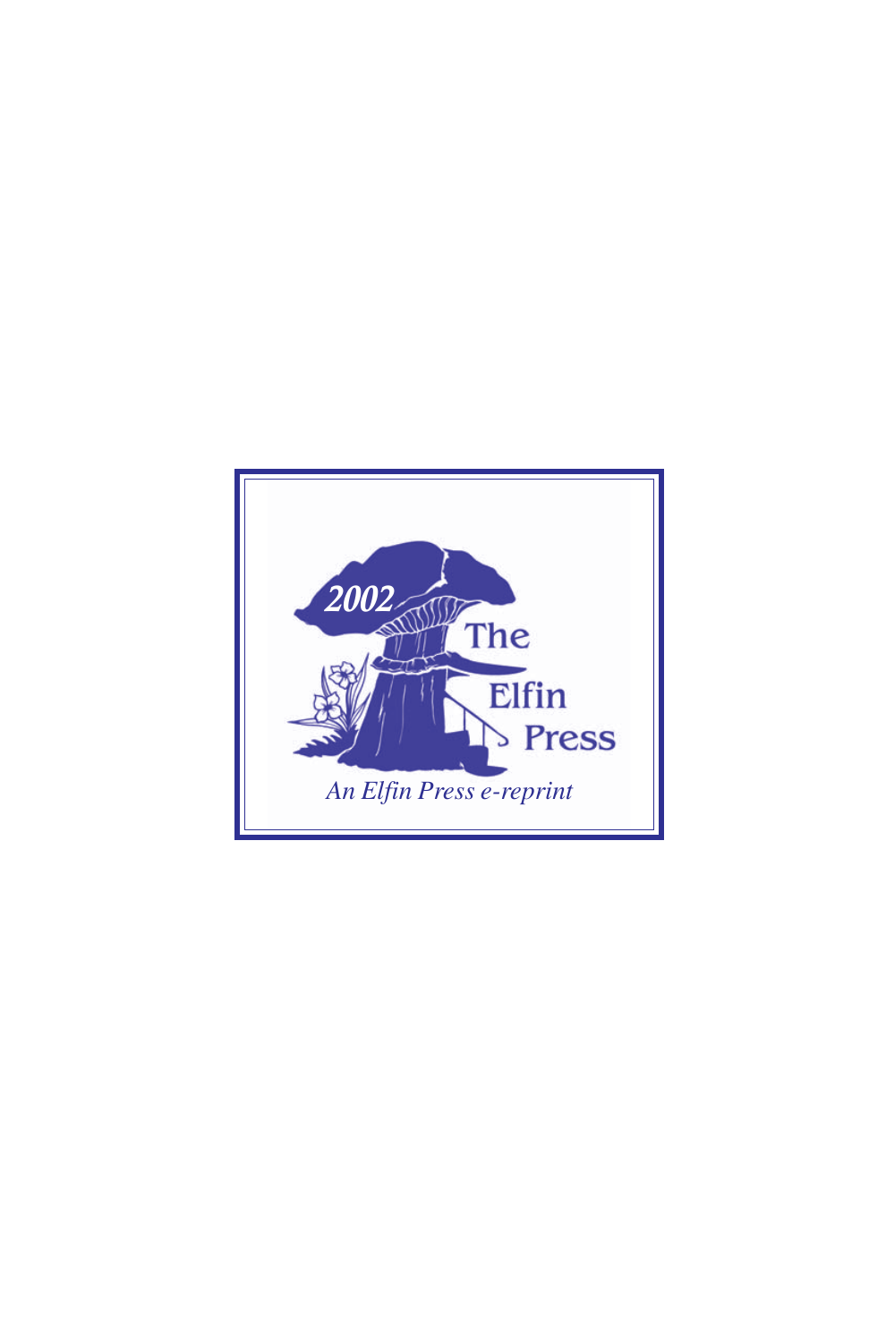2002

The Elfin Press

*An Elfin Press e-reprint*